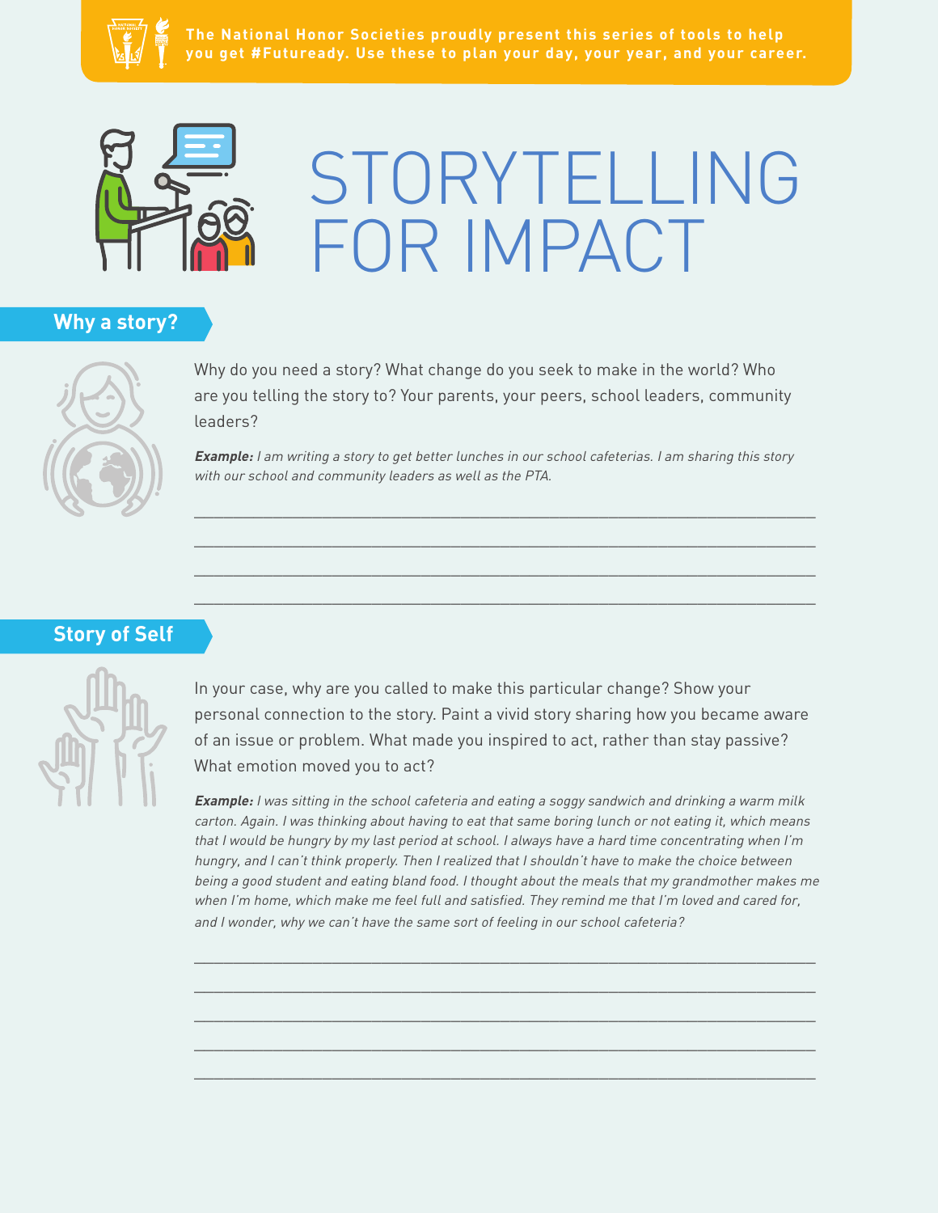The National Honor Societies proudly present this series of tools to help you get #Futuready. Use these to plan your day, your year, and your career.

# STORYTELLING FOR IMPACT

## Why a story?

Why do you need a story? What change do you seek to make in the world? Who are you telling the story to? Your parents, your peers, school leaders, community leaders?

***Example:*** *I am writing a story to get better lunches in our school cafeterias. I am sharing this story with our school and community leaders as well as the PTA.*

______________________________________________________________________

______________________________________________________________________

______________________________________________________________________

______________________________________________________________________

## Story of Self

In your case, why are you called to make this particular change? Show your personal connection to the story. Paint a vivid story sharing how you became aware of an issue or problem. What made you inspired to act, rather than stay passive? What emotion moved you to act?

***Example:*** *I was sitting in the school cafeteria and eating a soggy sandwich and drinking a warm milk carton. Again. I was thinking about having to eat that same boring lunch or not eating it, which means that I would be hungry by my last period at school. I always have a hard time concentrating when I'm hungry, and I can't think properly. Then I realized that I shouldn't have to make the choice between being a good student and eating bland food. I thought about the meals that my grandmother makes me when I'm home, which make me feel full and satisfied. They remind me that I'm loved and cared for, and I wonder, why we can't have the same sort of feeling in our school cafeteria?*

______________________________________________________________________

______________________________________________________________________

______________________________________________________________________

______________________________________________________________________

______________________________________________________________________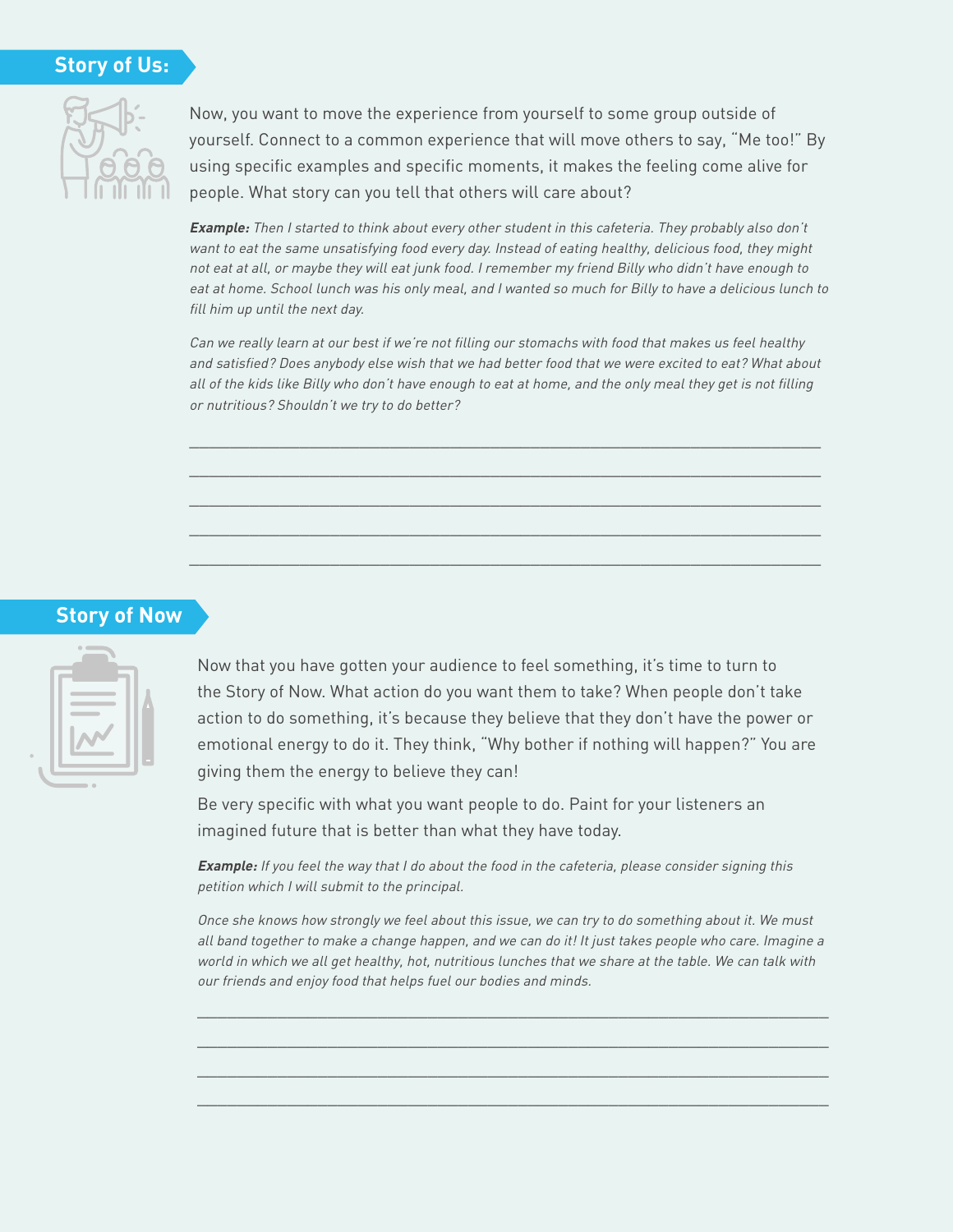## Story of Us:

Now, you want to move the experience from yourself to some group outside of yourself. Connect to a common experience that will move others to say, "Me too!" By using specific examples and specific moments, it makes the feeling come alive for people. What story can you tell that others will care about?

***Example:*** *Then I started to think about every other student in this cafeteria. They probably also don't want to eat the same unsatisfying food every day. Instead of eating healthy, delicious food, they might not eat at all, or maybe they will eat junk food. I remember my friend Billy who didn't have enough to eat at home. School lunch was his only meal, and I wanted so much for Billy to have a delicious lunch to fill him up until the next day.*

*Can we really learn at our best if we're not filling our stomachs with food that makes us feel healthy and satisfied? Does anybody else wish that we had better food that we were excited to eat? What about all of the kids like Billy who don't have enough to eat at home, and the only meal they get is not filling or nutritious? Shouldn't we try to do better?*

______________________________________________________________________

______________________________________________________________________

______________________________________________________________________

______________________________________________________________________

______________________________________________________________________

## Story of Now

Now that you have gotten your audience to feel something, it's time to turn to the Story of Now. What action do you want them to take? When people don't take action to do something, it's because they believe that they don't have the power or emotional energy to do it. They think, "Why bother if nothing will happen?" You are giving them the energy to believe they can!

Be very specific with what you want people to do. Paint for your listeners an imagined future that is better than what they have today.

***Example:*** *If you feel the way that I do about the food in the cafeteria, please consider signing this petition which I will submit to the principal.*

*Once she knows how strongly we feel about this issue, we can try to do something about it. We must all band together to make a change happen, and we can do it! It just takes people who care. Imagine a world in which we all get healthy, hot, nutritious lunches that we share at the table. We can talk with our friends and enjoy food that helps fuel our bodies and minds.*

______________________________________________________________________

______________________________________________________________________

______________________________________________________________________

______________________________________________________________________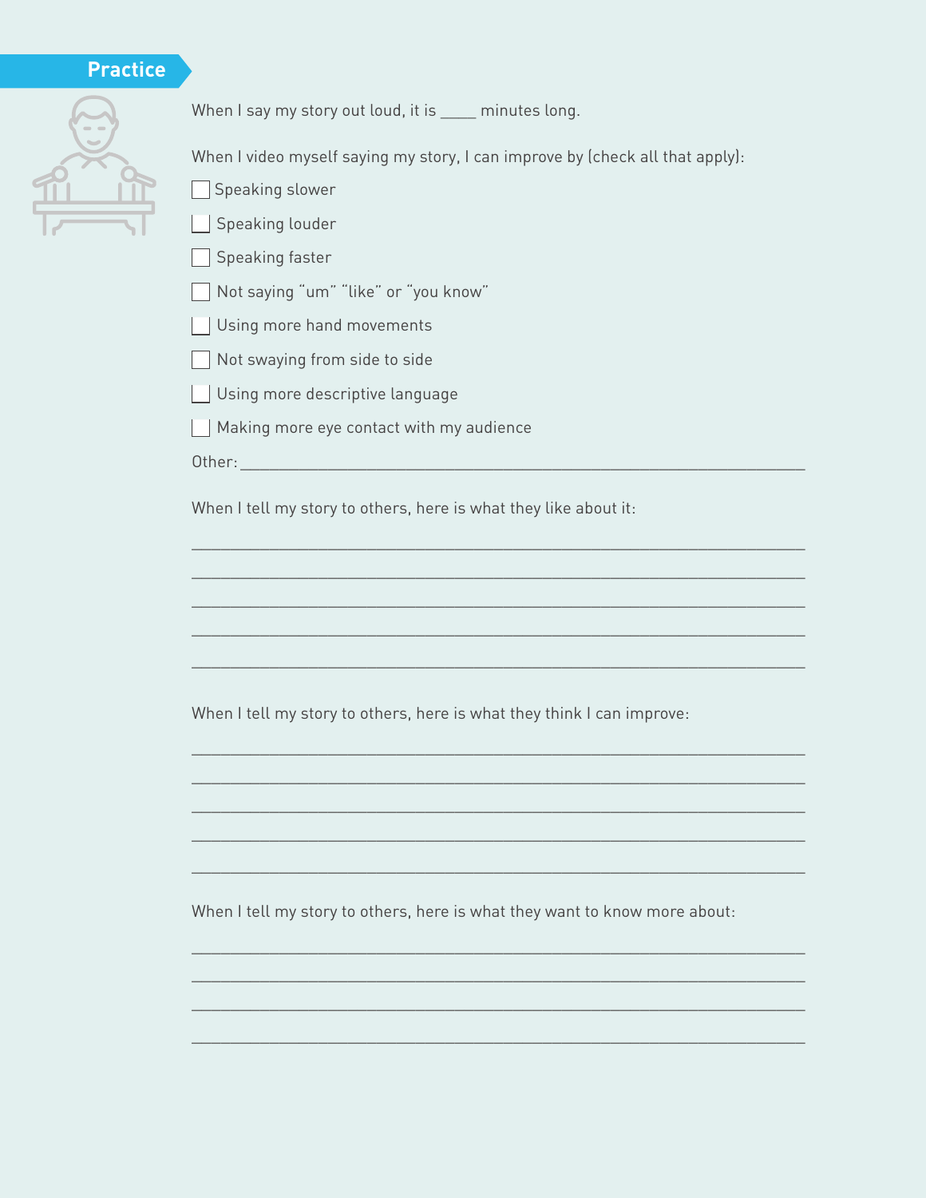## Practice

When I say my story out loud, it is _____ minutes long.

When I video myself saying my story, I can improve by (check all that apply):

- [ ] Speaking slower
- [ ] Speaking louder
- [ ] Speaking faster
- [ ] Not saying "um" "like" or "you know"
- [ ] Using more hand movements
- [ ] Not swaying from side to side
- [ ] Using more descriptive language
- [ ] Making more eye contact with my audience

Other: ____________________________________________________________

When I tell my story to others, here is what they like about it:

______________________________________________________________________

______________________________________________________________________

______________________________________________________________________

______________________________________________________________________

______________________________________________________________________

When I tell my story to others, here is what they think I can improve:

______________________________________________________________________

______________________________________________________________________

______________________________________________________________________

______________________________________________________________________

______________________________________________________________________

When I tell my story to others, here is what they want to know more about:

______________________________________________________________________

______________________________________________________________________

______________________________________________________________________

______________________________________________________________________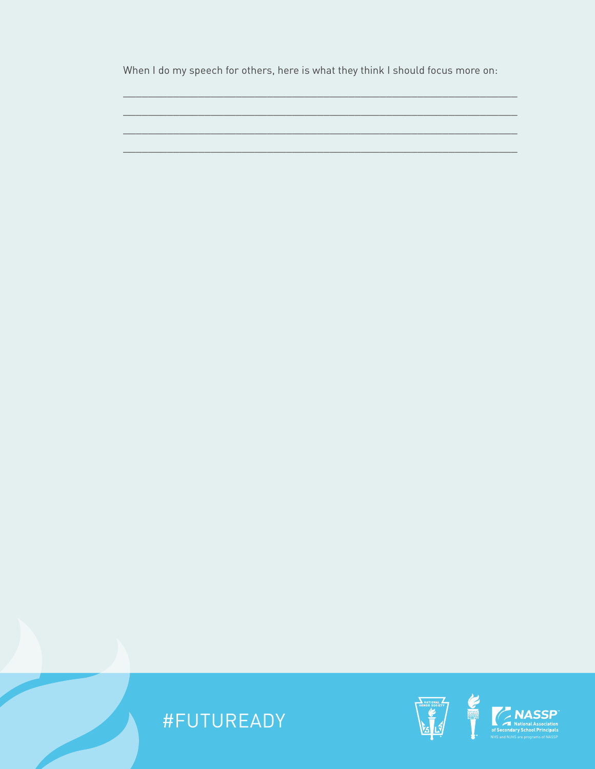When I do my speech for others, here is what they think I should focus more on:

______________________________________________________________________

______________________________________________________________________

______________________________________________________________________

______________________________________________________________________

#FUTUREADY

NASSP National Association of Secondary School Principals

NHS and NJHS are programs of NASSP